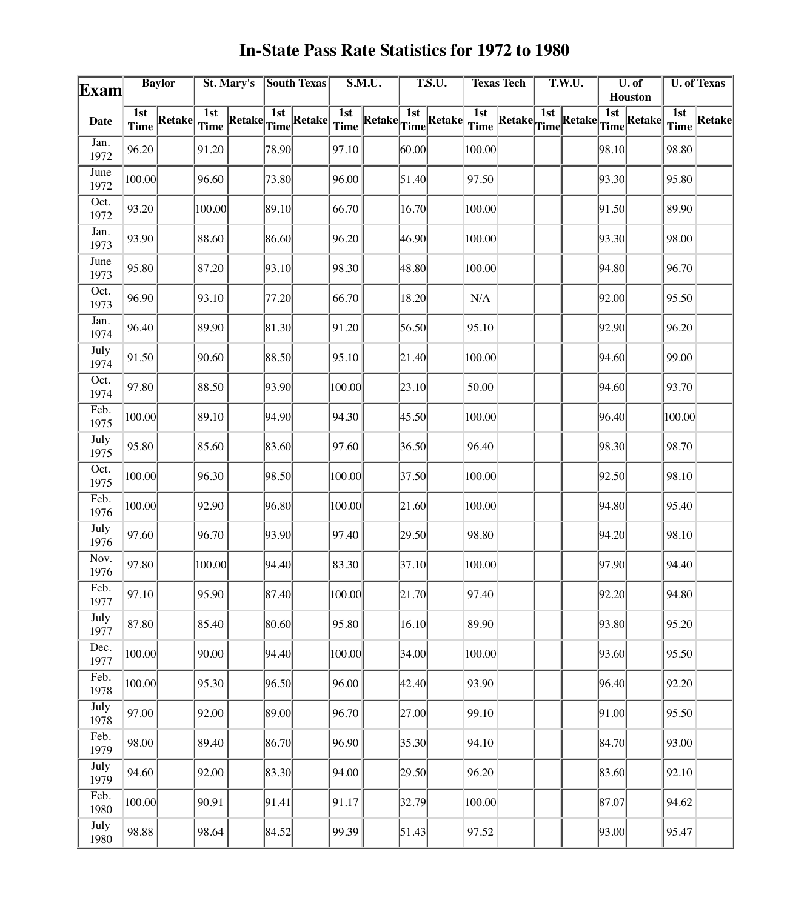# In-State Pass Rate Statistics for 1972 to 1980

| Exam | Baylor | | St. Mary's | | South Texas | | S.M.U. | | T.S.U. | | Texas Tech | | T.W.U. | | U. of Houston | | U. of Texas | |
|---|---|---|---|---|---|---|---|---|---|---|---|---|---|---|---|---|---|---|
| Date | 1st Time | Retake | 1st Time | Retake | 1st Time | Retake | 1st Time | Retake | 1st Time | Retake | 1st Time | Retake | 1st Time | Retake | 1st Time | Retake | 1st Time | Retake |
| Jan. 1972 | 96.20 | | 91.20 | | 78.90 | | 97.10 | | 60.00 | | 100.00 | | | | 98.10 | | 98.80 | |
| June 1972 | 100.00 | | 96.60 | | 73.80 | | 96.00 | | 51.40 | | 97.50 | | | | 93.30 | | 95.80 | |
| Oct. 1972 | 93.20 | | 100.00 | | 89.10 | | 66.70 | | 16.70 | | 100.00 | | | | 91.50 | | 89.90 | |
| Jan. 1973 | 93.90 | | 88.60 | | 86.60 | | 96.20 | | 46.90 | | 100.00 | | | | 93.30 | | 98.00 | |
| June 1973 | 95.80 | | 87.20 | | 93.10 | | 98.30 | | 48.80 | | 100.00 | | | | 94.80 | | 96.70 | |
| Oct. 1973 | 96.90 | | 93.10 | | 77.20 | | 66.70 | | 18.20 | | N/A | | | | 92.00 | | 95.50 | |
| Jan. 1974 | 96.40 | | 89.90 | | 81.30 | | 91.20 | | 56.50 | | 95.10 | | | | 92.90 | | 96.20 | |
| July 1974 | 91.50 | | 90.60 | | 88.50 | | 95.10 | | 21.40 | | 100.00 | | | | 94.60 | | 99.00 | |
| Oct. 1974 | 97.80 | | 88.50 | | 93.90 | | 100.00 | | 23.10 | | 50.00 | | | | 94.60 | | 93.70 | |
| Feb. 1975 | 100.00 | | 89.10 | | 94.90 | | 94.30 | | 45.50 | | 100.00 | | | | 96.40 | | 100.00 | |
| July 1975 | 95.80 | | 85.60 | | 83.60 | | 97.60 | | 36.50 | | 96.40 | | | | 98.30 | | 98.70 | |
| Oct. 1975 | 100.00 | | 96.30 | | 98.50 | | 100.00 | | 37.50 | | 100.00 | | | | 92.50 | | 98.10 | |
| Feb. 1976 | 100.00 | | 92.90 | | 96.80 | | 100.00 | | 21.60 | | 100.00 | | | | 94.80 | | 95.40 | |
| July 1976 | 97.60 | | 96.70 | | 93.90 | | 97.40 | | 29.50 | | 98.80 | | | | 94.20 | | 98.10 | |
| Nov. 1976 | 97.80 | | 100.00 | | 94.40 | | 83.30 | | 37.10 | | 100.00 | | | | 97.90 | | 94.40 | |
| Feb. 1977 | 97.10 | | 95.90 | | 87.40 | | 100.00 | | 21.70 | | 97.40 | | | | 92.20 | | 94.80 | |
| July 1977 | 87.80 | | 85.40 | | 80.60 | | 95.80 | | 16.10 | | 89.90 | | | | 93.80 | | 95.20 | |
| Dec. 1977 | 100.00 | | 90.00 | | 94.40 | | 100.00 | | 34.00 | | 100.00 | | | | 93.60 | | 95.50 | |
| Feb. 1978 | 100.00 | | 95.30 | | 96.50 | | 96.00 | | 42.40 | | 93.90 | | | | 96.40 | | 92.20 | |
| July 1978 | 97.00 | | 92.00 | | 89.00 | | 96.70 | | 27.00 | | 99.10 | | | | 91.00 | | 95.50 | |
| Feb. 1979 | 98.00 | | 89.40 | | 86.70 | | 96.90 | | 35.30 | | 94.10 | | | | 84.70 | | 93.00 | |
| July 1979 | 94.60 | | 92.00 | | 83.30 | | 94.00 | | 29.50 | | 96.20 | | | | 83.60 | | 92.10 | |
| Feb. 1980 | 100.00 | | 90.91 | | 91.41 | | 91.17 | | 32.79 | | 100.00 | | | | 87.07 | | 94.62 | |
| July 1980 | 98.88 | | 98.64 | | 84.52 | | 99.39 | | 51.43 | | 97.52 | | | | 93.00 | | 95.47 | |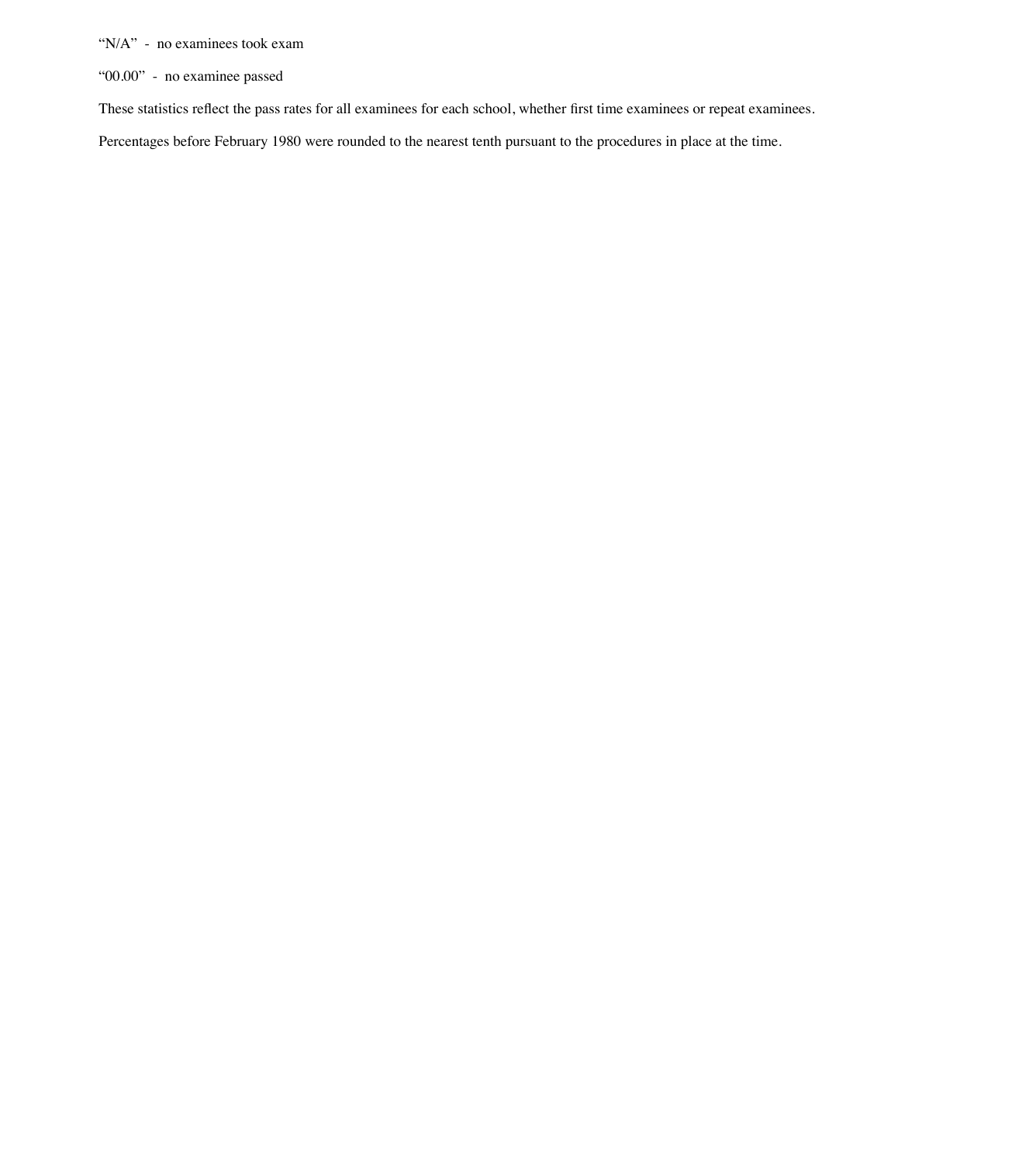"N/A" - no examinees took exam

"00.00" - no examinee passed

These statistics reflect the pass rates for all examinees for each school, whether first time examinees or repeat examinees.

Percentages before February 1980 were rounded to the nearest tenth pursuant to the procedures in place at the time.